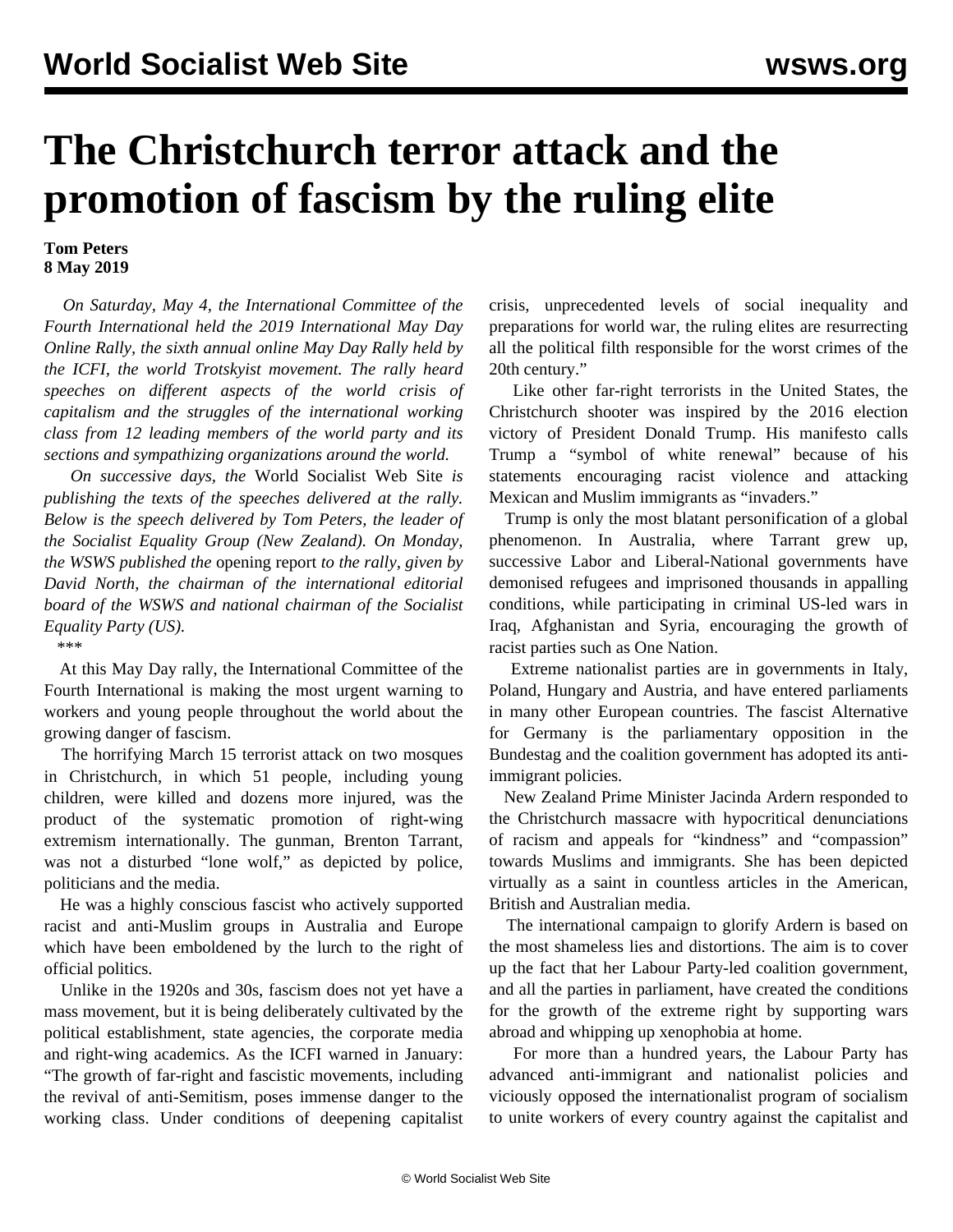# The Christchurch terror attack and the promotion of fascism by the ruling elite

**Tom Peters**
**8 May 2019**

*On Saturday, May 4, the International Committee of the Fourth International held the 2019 International May Day Online Rally, the sixth annual online May Day Rally held by the ICFI, the world Trotskyist movement. The rally heard speeches on different aspects of the world crisis of capitalism and the struggles of the international working class from 12 leading members of the world party and its sections and sympathizing organizations around the world.*

*On successive days, the* World Socialist Web Site *is publishing the texts of the speeches delivered at the rally. Below is the speech delivered by Tom Peters, the leader of the Socialist Equality Group (New Zealand). On Monday, the WSWS published the* opening report *to the rally, given by David North, the chairman of the international editorial board of the WSWS and national chairman of the Socialist Equality Party (US).*

\*\*\*

At this May Day rally, the International Committee of the Fourth International is making the most urgent warning to workers and young people throughout the world about the growing danger of fascism.

The horrifying March 15 terrorist attack on two mosques in Christchurch, in which 51 people, including young children, were killed and dozens more injured, was the product of the systematic promotion of right-wing extremism internationally. The gunman, Brenton Tarrant, was not a disturbed "lone wolf," as depicted by police, politicians and the media.

He was a highly conscious fascist who actively supported racist and anti-Muslim groups in Australia and Europe which have been emboldened by the lurch to the right of official politics.

Unlike in the 1920s and 30s, fascism does not yet have a mass movement, but it is being deliberately cultivated by the political establishment, state agencies, the corporate media and right-wing academics. As the ICFI warned in January: "The growth of far-right and fascistic movements, including the revival of anti-Semitism, poses immense danger to the working class. Under conditions of deepening capitalist crisis, unprecedented levels of social inequality and preparations for world war, the ruling elites are resurrecting all the political filth responsible for the worst crimes of the 20th century."

Like other far-right terrorists in the United States, the Christchurch shooter was inspired by the 2016 election victory of President Donald Trump. His manifesto calls Trump a "symbol of white renewal" because of his statements encouraging racist violence and attacking Mexican and Muslim immigrants as "invaders."

Trump is only the most blatant personification of a global phenomenon. In Australia, where Tarrant grew up, successive Labor and Liberal-National governments have demonised refugees and imprisoned thousands in appalling conditions, while participating in criminal US-led wars in Iraq, Afghanistan and Syria, encouraging the growth of racist parties such as One Nation.

Extreme nationalist parties are in governments in Italy, Poland, Hungary and Austria, and have entered parliaments in many other European countries. The fascist Alternative for Germany is the parliamentary opposition in the Bundestag and the coalition government has adopted its anti-immigrant policies.

New Zealand Prime Minister Jacinda Ardern responded to the Christchurch massacre with hypocritical denunciations of racism and appeals for "kindness" and "compassion" towards Muslims and immigrants. She has been depicted virtually as a saint in countless articles in the American, British and Australian media.

The international campaign to glorify Ardern is based on the most shameless lies and distortions. The aim is to cover up the fact that her Labour Party-led coalition government, and all the parties in parliament, have created the conditions for the growth of the extreme right by supporting wars abroad and whipping up xenophobia at home.

For more than a hundred years, the Labour Party has advanced anti-immigrant and nationalist policies and viciously opposed the internationalist program of socialism to unite workers of every country against the capitalist and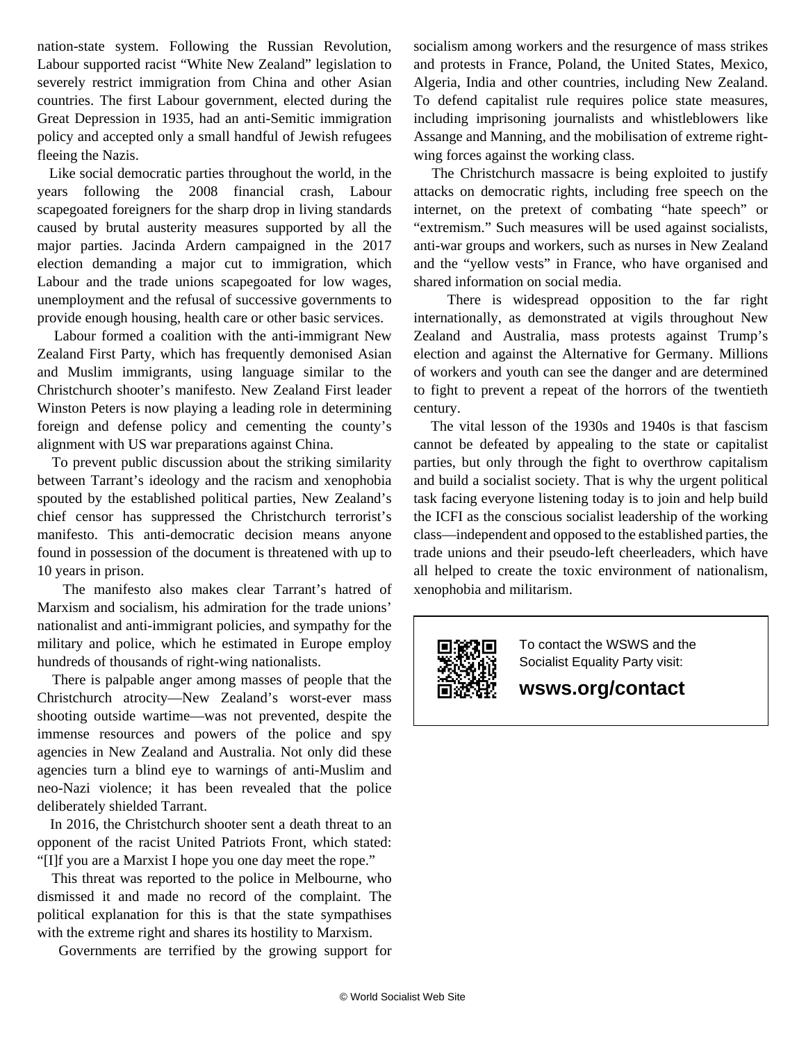nation-state system. Following the Russian Revolution, Labour supported racist "White New Zealand" legislation to severely restrict immigration from China and other Asian countries. The first Labour government, elected during the Great Depression in 1935, had an anti-Semitic immigration policy and accepted only a small handful of Jewish refugees fleeing the Nazis.

Like social democratic parties throughout the world, in the years following the 2008 financial crash, Labour scapegoated foreigners for the sharp drop in living standards caused by brutal austerity measures supported by all the major parties. Jacinda Ardern campaigned in the 2017 election demanding a major cut to immigration, which Labour and the trade unions scapegoated for low wages, unemployment and the refusal of successive governments to provide enough housing, health care or other basic services.

Labour formed a coalition with the anti-immigrant New Zealand First Party, which has frequently demonised Asian and Muslim immigrants, using language similar to the Christchurch shooter's manifesto. New Zealand First leader Winston Peters is now playing a leading role in determining foreign and defense policy and cementing the county's alignment with US war preparations against China.

To prevent public discussion about the striking similarity between Tarrant's ideology and the racism and xenophobia spouted by the established political parties, New Zealand's chief censor has suppressed the Christchurch terrorist's manifesto. This anti-democratic decision means anyone found in possession of the document is threatened with up to 10 years in prison.

The manifesto also makes clear Tarrant's hatred of Marxism and socialism, his admiration for the trade unions' nationalist and anti-immigrant policies, and sympathy for the military and police, which he estimated in Europe employ hundreds of thousands of right-wing nationalists.

There is palpable anger among masses of people that the Christchurch atrocity—New Zealand's worst-ever mass shooting outside wartime—was not prevented, despite the immense resources and powers of the police and spy agencies in New Zealand and Australia. Not only did these agencies turn a blind eye to warnings of anti-Muslim and neo-Nazi violence; it has been revealed that the police deliberately shielded Tarrant.

In 2016, the Christchurch shooter sent a death threat to an opponent of the racist United Patriots Front, which stated: "[I]f you are a Marxist I hope you one day meet the rope."

This threat was reported to the police in Melbourne, who dismissed it and made no record of the complaint. The political explanation for this is that the state sympathises with the extreme right and shares its hostility to Marxism.

Governments are terrified by the growing support for socialism among workers and the resurgence of mass strikes and protests in France, Poland, the United States, Mexico, Algeria, India and other countries, including New Zealand. To defend capitalist rule requires police state measures, including imprisoning journalists and whistleblowers like Assange and Manning, and the mobilisation of extreme right-wing forces against the working class.

The Christchurch massacre is being exploited to justify attacks on democratic rights, including free speech on the internet, on the pretext of combating "hate speech" or "extremism." Such measures will be used against socialists, anti-war groups and workers, such as nurses in New Zealand and the "yellow vests" in France, who have organised and shared information on social media.

There is widespread opposition to the far right internationally, as demonstrated at vigils throughout New Zealand and Australia, mass protests against Trump's election and against the Alternative for Germany. Millions of workers and youth can see the danger and are determined to fight to prevent a repeat of the horrors of the twentieth century.

The vital lesson of the 1930s and 1940s is that fascism cannot be defeated by appealing to the state or capitalist parties, but only through the fight to overthrow capitalism and build a socialist society. That is why the urgent political task facing everyone listening today is to join and help build the ICFI as the conscious socialist leadership of the working class—independent and opposed to the established parties, the trade unions and their pseudo-left cheerleaders, which have all helped to create the toxic environment of nationalism, xenophobia and militarism.

To contact the WSWS and the Socialist Equality Party visit:

**wsws.org/contact**